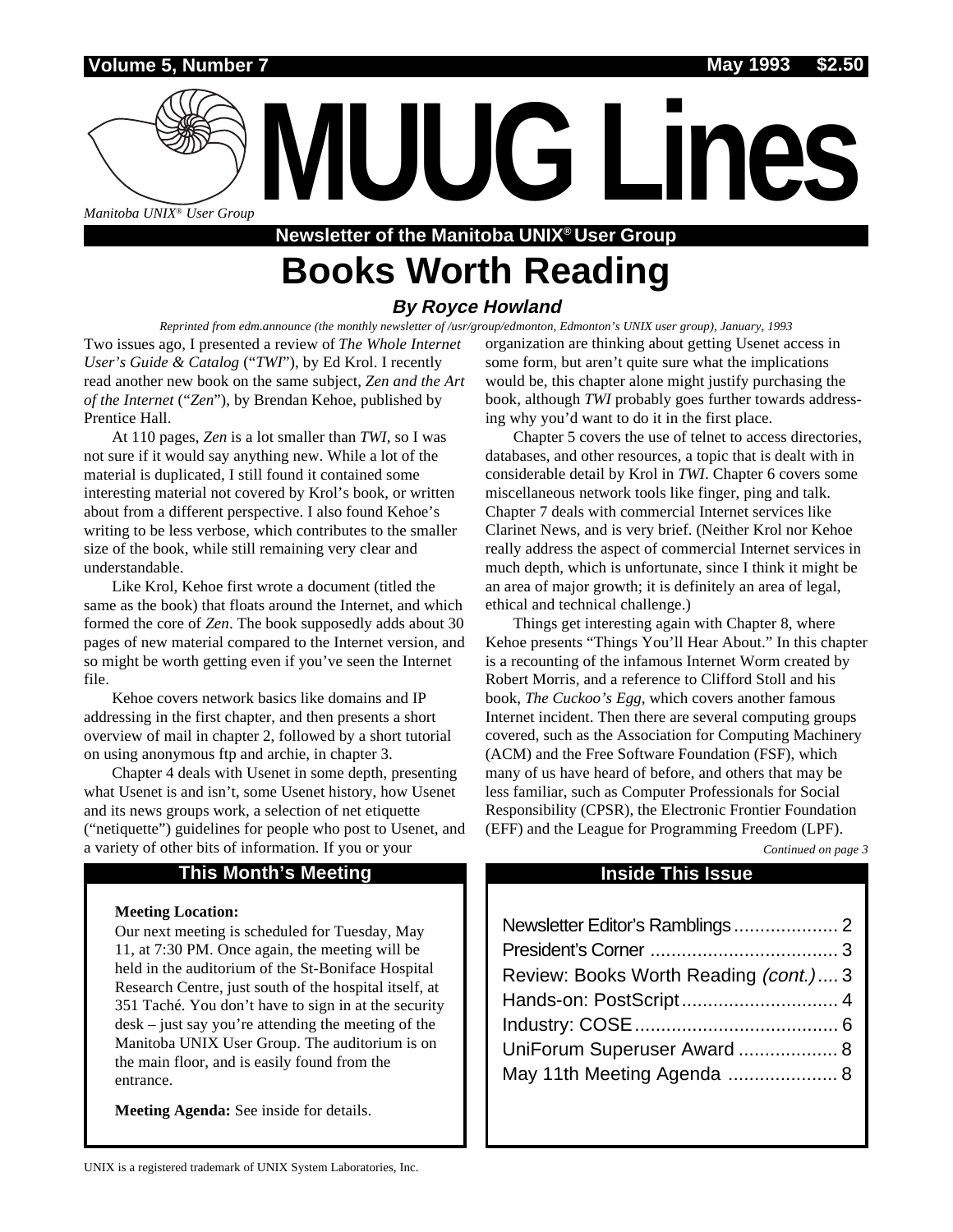# MUUG Lines

*Manitoba UNIX® User Group*

**Newsletter of the Manitoba UNIX® User Group**

## Books Worth Reading

### *By Royce Howland*

*Reprinted from edm.announce (the monthly newsletter of /usr/group/edmonton, Edmonton's UNIX user group), January, 1993*

Two issues ago, I presented a review of *The Whole Internet User's Guide & Catalog* ("*TWI*"), by Ed Krol. I recently read another new book on the same subject, *Zen and the Art of the Internet* ("*Zen*"), by Brendan Kehoe, published by Prentice Hall.

At 110 pages, *Zen* is a lot smaller than *TWI*, so I was not sure if it would say anything new. While a lot of the material is duplicated, I still found it contained some interesting material not covered by Krol's book, or written about from a different perspective. I also found Kehoe's writing to be less verbose, which contributes to the smaller size of the book, while still remaining very clear and understandable.

Like Krol, Kehoe first wrote a document (titled the same as the book) that floats around the Internet, and which formed the core of *Zen*. The book supposedly adds about 30 pages of new material compared to the Internet version, and so might be worth getting even if you've seen the Internet file.

Kehoe covers network basics like domains and IP addressing in the first chapter, and then presents a short overview of mail in chapter 2, followed by a short tutorial on using anonymous ftp and archie, in chapter 3.

Chapter 4 deals with Usenet in some depth, presenting what Usenet is and isn't, some Usenet history, how Usenet and its news groups work, a selection of net etiquette ("netiquette") guidelines for people who post to Usenet, and a variety of other bits of information. If you or your organization are thinking about getting Usenet access in some form, but aren't quite sure what the implications would be, this chapter alone might justify purchasing the book, although *TWI* probably goes further towards addressing why you'd want to do it in the first place.

Chapter 5 covers the use of telnet to access directories, databases, and other resources, a topic that is dealt with in considerable detail by Krol in *TWI*. Chapter 6 covers some miscellaneous network tools like finger, ping and talk. Chapter 7 deals with commercial Internet services like Clarinet News, and is very brief. (Neither Krol nor Kehoe really address the aspect of commercial Internet services in much depth, which is unfortunate, since I think it might be an area of major growth; it is definitely an area of legal, ethical and technical challenge.)

Things get interesting again with Chapter 8, where Kehoe presents "Things You'll Hear About." In this chapter is a recounting of the infamous Internet Worm created by Robert Morris, and a reference to Clifford Stoll and his book, *The Cuckoo's Egg*, which covers another famous Internet incident. Then there are several computing groups covered, such as the Association for Computing Machinery (ACM) and the Free Software Foundation (FSF), which many of us have heard of before, and others that may be less familiar, such as Computer Professionals for Social Responsibility (CPSR), the Electronic Frontier Foundation (EFF) and the League for Programming Freedom (LPF).

*Continued on page 3*

### This Month's Meeting

**Meeting Location:**
Our next meeting is scheduled for Tuesday, May 11, at 7:30 PM. Once again, the meeting will be held in the auditorium of the St-Boniface Hospital Research Centre, just south of the hospital itself, at 351 Taché. You don't have to sign in at the security desk – just say you're attending the meeting of the Manitoba UNIX User Group. The auditorium is on the main floor, and is easily found from the entrance.

**Meeting Agenda:** See inside for details.

### Inside This Issue

| | |
|---|---|
| Newsletter Editor's Ramblings | 2 |
| President's Corner | 3 |
| Review: Books Worth Reading *(cont.)* | 3 |
| Hands-on: PostScript | 4 |
| Industry: COSE | 6 |
| UniForum Superuser Award | 8 |
| May 11th Meeting Agenda | 8 |

UNIX is a registered trademark of UNIX System Laboratories, Inc.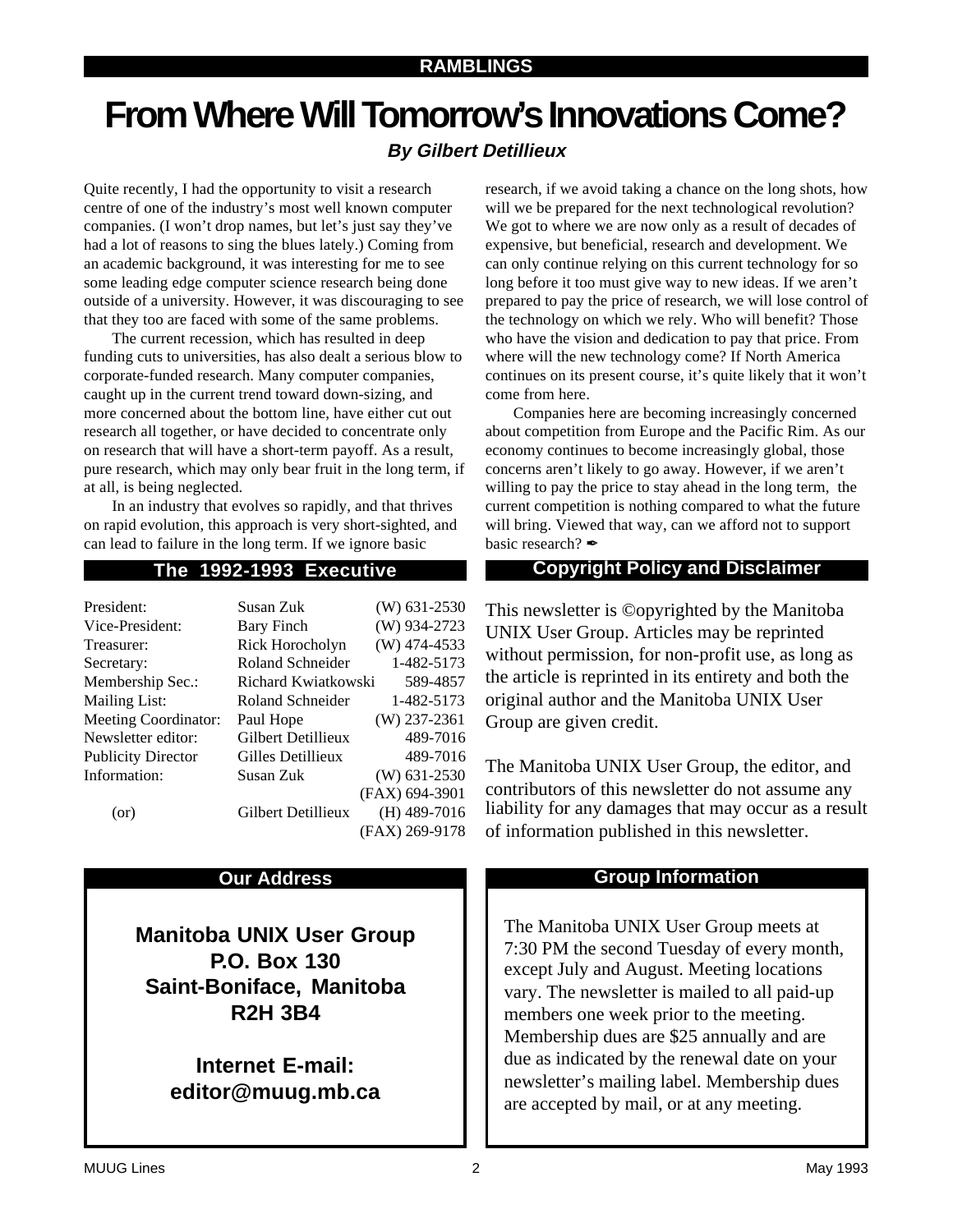**RAMBLINGS**

# From Where Will Tomorrow's Innovations Come?

***By Gilbert Detillieux***

Quite recently, I had the opportunity to visit a research centre of one of the industry's most well known computer companies. (I won't drop names, but let's just say they've had a lot of reasons to sing the blues lately.) Coming from an academic background, it was interesting for me to see some leading edge computer science research being done outside of a university. However, it was discouraging to see that they too are faced with some of the same problems.

The current recession, which has resulted in deep funding cuts to universities, has also dealt a serious blow to corporate-funded research. Many computer companies, caught up in the current trend toward down-sizing, and more concerned about the bottom line, have either cut out research all together, or have decided to concentrate only on research that will have a short-term payoff. As a result, pure research, which may only bear fruit in the long term, if at all, is being neglected.

In an industry that evolves so rapidly, and that thrives on rapid evolution, this approach is very short-sighted, and can lead to failure in the long term. If we ignore basic research, if we avoid taking a chance on the long shots, how will we be prepared for the next technological revolution? We got to where we are now only as a result of decades of expensive, but beneficial, research and development. We can only continue relying on this current technology for so long before it too must give way to new ideas. If we aren't prepared to pay the price of research, we will lose control of the technology on which we rely. Who will benefit? Those who have the vision and dedication to pay that price. From where will the new technology come? If North America continues on its present course, it's quite likely that it won't come from here.

Companies here are becoming increasingly concerned about competition from Europe and the Pacific Rim. As our economy continues to become increasingly global, those concerns aren't likely to go away. However, if we aren't willing to pay the price to stay ahead in the long term, the current competition is nothing compared to what the future will bring. Viewed that way, can we afford not to support basic research? ✒

## The 1992-1993 Executive

| | | |
|---|---|---|
| President: | Susan Zuk | (W) 631-2530 |
| Vice-President: | Bary Finch | (W) 934-2723 |
| Treasurer: | Rick Horocholyn | (W) 474-4533 |
| Secretary: | Roland Schneider | 1-482-5173 |
| Membership Sec.: | Richard Kwiatkowski | 589-4857 |
| Mailing List: | Roland Schneider | 1-482-5173 |
| Meeting Coordinator: | Paul Hope | (W) 237-2361 |
| Newsletter editor: | Gilbert Detillieux | 489-7016 |
| Publicity Director | Gilles Detillieux | 489-7016 |
| Information: | Susan Zuk | (W) 631-2530 |
| | | (FAX) 694-3901 |
| (or) | Gilbert Detillieux | (H) 489-7016 |
| | | (FAX) 269-9178 |

## Copyright Policy and Disclaimer

This newsletter is ©opyrighted by the Manitoba UNIX User Group. Articles may be reprinted without permission, for non-profit use, as long as the article is reprinted in its entirety and both the original author and the Manitoba UNIX User Group are given credit.

The Manitoba UNIX User Group, the editor, and contributors of this newsletter do not assume any liability for any damages that may occur as a result of information published in this newsletter.

## Our Address

**Manitoba UNIX User Group**
**P.O. Box 130**
**Saint-Boniface, Manitoba**
**R2H 3B4**

**Internet E-mail:**
**editor@muug.mb.ca**

## Group Information

The Manitoba UNIX User Group meets at 7:30 PM the second Tuesday of every month, except July and August. Meeting locations vary. The newsletter is mailed to all paid-up members one week prior to the meeting. Membership dues are $25 annually and are due as indicated by the renewal date on your newsletter's mailing label. Membership dues are accepted by mail, or at any meeting.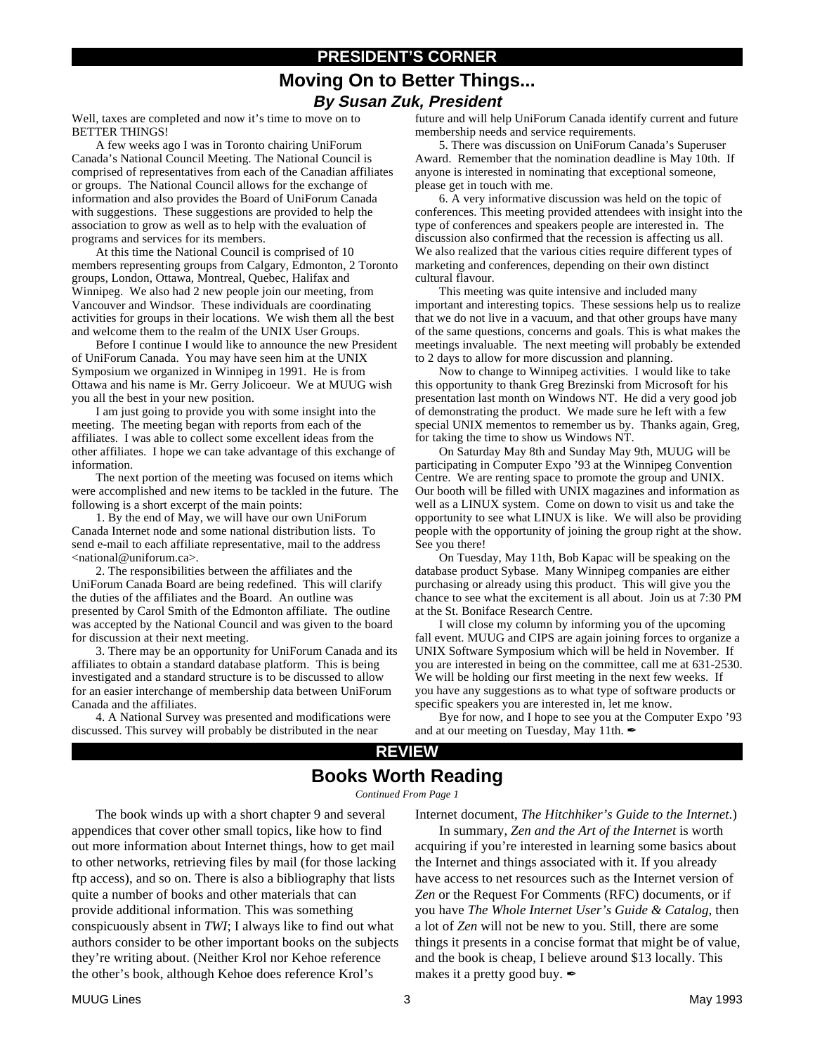## PRESIDENT'S CORNER

# Moving On to Better Things...

***By Susan Zuk, President***

Well, taxes are completed and now it's time to move on to BETTER THINGS!

A few weeks ago I was in Toronto chairing UniForum Canada's National Council Meeting. The National Council is comprised of representatives from each of the Canadian affiliates or groups. The National Council allows for the exchange of information and also provides the Board of UniForum Canada with suggestions. These suggestions are provided to help the association to grow as well as to help with the evaluation of programs and services for its members.

At this time the National Council is comprised of 10 members representing groups from Calgary, Edmonton, 2 Toronto groups, London, Ottawa, Montreal, Quebec, Halifax and Winnipeg. We also had 2 new people join our meeting, from Vancouver and Windsor. These individuals are coordinating activities for groups in their locations. We wish them all the best and welcome them to the realm of the UNIX User Groups.

Before I continue I would like to announce the new President of UniForum Canada. You may have seen him at the UNIX Symposium we organized in Winnipeg in 1991. He is from Ottawa and his name is Mr. Gerry Jolicoeur. We at MUUG wish you all the best in your new position.

I am just going to provide you with some insight into the meeting. The meeting began with reports from each of the affiliates. I was able to collect some excellent ideas from the other affiliates. I hope we can take advantage of this exchange of information.

The next portion of the meeting was focused on items which were accomplished and new items to be tackled in the future. The following is a short excerpt of the main points:

1. By the end of May, we will have our own UniForum Canada Internet node and some national distribution lists. To send e-mail to each affiliate representative, mail to the address <national@uniforum.ca>.

2. The responsibilities between the affiliates and the UniForum Canada Board are being redefined. This will clarify the duties of the affiliates and the Board. An outline was presented by Carol Smith of the Edmonton affiliate. The outline was accepted by the National Council and was given to the board for discussion at their next meeting.

3. There may be an opportunity for UniForum Canada and its affiliates to obtain a standard database platform. This is being investigated and a standard structure is to be discussed to allow for an easier interchange of membership data between UniForum Canada and the affiliates.

4. A National Survey was presented and modifications were discussed. This survey will probably be distributed in the near future and will help UniForum Canada identify current and future membership needs and service requirements.

5. There was discussion on UniForum Canada's Superuser Award. Remember that the nomination deadline is May 10th. If anyone is interested in nominating that exceptional someone, please get in touch with me.

6. A very informative discussion was held on the topic of conferences. This meeting provided attendees with insight into the type of conferences and speakers people are interested in. The discussion also confirmed that the recession is affecting us all. We also realized that the various cities require different types of marketing and conferences, depending on their own distinct cultural flavour.

This meeting was quite intensive and included many important and interesting topics. These sessions help us to realize that we do not live in a vacuum, and that other groups have many of the same questions, concerns and goals. This is what makes the meetings invaluable. The next meeting will probably be extended to 2 days to allow for more discussion and planning.

Now to change to Winnipeg activities. I would like to take this opportunity to thank Greg Brezinski from Microsoft for his presentation last month on Windows NT. He did a very good job of demonstrating the product. We made sure he left with a few special UNIX mementos to remember us by. Thanks again, Greg, for taking the time to show us Windows NT.

On Saturday May 8th and Sunday May 9th, MUUG will be participating in Computer Expo '93 at the Winnipeg Convention Centre. We are renting space to promote the group and UNIX. Our booth will be filled with UNIX magazines and information as well as a LINUX system. Come on down to visit us and take the opportunity to see what LINUX is like. We will also be providing people with the opportunity of joining the group right at the show. See you there!

On Tuesday, May 11th, Bob Kapac will be speaking on the database product Sybase. Many Winnipeg companies are either purchasing or already using this product. This will give you the chance to see what the excitement is all about. Join us at 7:30 PM at the St. Boniface Research Centre.

I will close my column by informing you of the upcoming fall event. MUUG and CIPS are again joining forces to organize a UNIX Software Symposium which will be held in November. If you are interested in being on the committee, call me at 631-2530. We will be holding our first meeting in the next few weeks. If you have any suggestions as to what type of software products or specific speakers you are interested in, let me know.

Bye for now, and I hope to see you at the Computer Expo '93 and at our meeting on Tuesday, May 11th. ✒

## REVIEW

# Books Worth Reading

*Continued From Page 1*

The book winds up with a short chapter 9 and several appendices that cover other small topics, like how to find out more information about Internet things, how to get mail to other networks, retrieving files by mail (for those lacking ftp access), and so on. There is also a bibliography that lists quite a number of books and other materials that can provide additional information. This was something conspicuously absent in *TWI*; I always like to find out what authors consider to be other important books on the subjects they're writing about. (Neither Krol nor Kehoe reference the other's book, although Kehoe does reference Krol's Internet document, *The Hitchhiker's Guide to the Internet*.)

In summary, *Zen and the Art of the Internet* is worth acquiring if you're interested in learning some basics about the Internet and things associated with it. If you already have access to net resources such as the Internet version of *Zen* or the Request For Comments (RFC) documents, or if you have *The Whole Internet User's Guide & Catalog*, then a lot of *Zen* will not be new to you. Still, there are some things it presents in a concise format that might be of value, and the book is cheap, I believe around $13 locally. This makes it a pretty good buy. ✒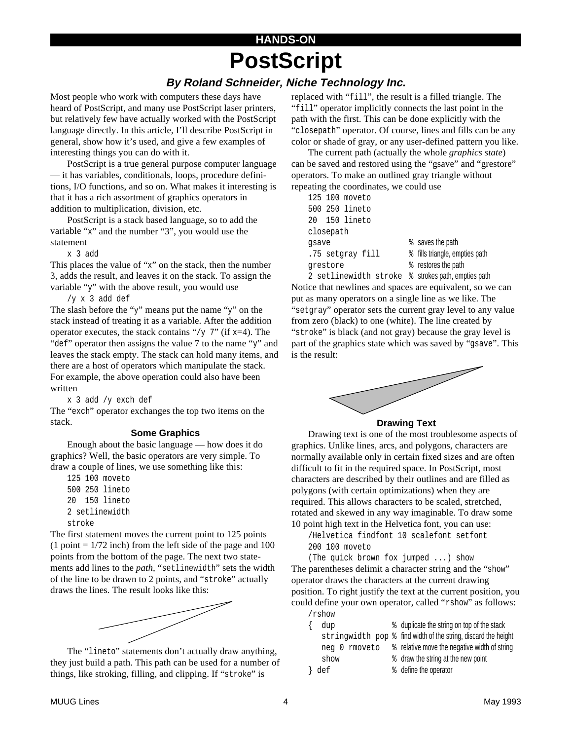HANDS-ON

# PostScript

### *By Roland Schneider, Niche Technology Inc.*

Most people who work with computers these days have heard of PostScript, and many use PostScript laser printers, but relatively few have actually worked with the PostScript language directly. In this article, I'll describe PostScript in general, show how it's used, and give a few examples of interesting things you can do with it.

PostScript is a true general purpose computer language — it has variables, conditionals, loops, procedure definitions, I/O functions, and so on. What makes it interesting is that it has a rich assortment of graphics operators in addition to multiplication, division, etc.

PostScript is a stack based language, so to add the variable "x" and the number "3", you would use the statement

```
x 3 add
```

This places the value of "x" on the stack, then the number 3, adds the result, and leaves it on the stack. To assign the variable "y" with the above result, you would use

```
/y x 3 add def
```

The slash before the "y" means put the name "y" on the stack instead of treating it as a variable. After the addition operator executes, the stack contains "/y 7" (if x=4). The "def" operator then assigns the value 7 to the name "y" and leaves the stack empty. The stack can hold many items, and there are a host of operators which manipulate the stack. For example, the above operation could also have been written

```
x 3 add /y exch def
```

The "exch" operator exchanges the top two items on the stack.

#### Some Graphics

Enough about the basic language — how does it do graphics? Well, the basic operators are very simple. To draw a couple of lines, we use something like this:

```
125 100 moveto
500 250 lineto
20  150 lineto
2 setlinewidth
stroke
```

The first statement moves the current point to 125 points (1 point = 1/72 inch) from the left side of the page and 100 points from the bottom of the page. The next two statements add lines to the *path*, "setlinewidth" sets the width of the line to be drawn to 2 points, and "stroke" actually draws the lines. The result looks like this:

The "lineto" statements don't actually draw anything, they just build a path. This path can be used for a number of things, like stroking, filling, and clipping. If "stroke" is replaced with "fill", the result is a filled triangle. The "fill" operator implicitly connects the last point in the path with the first. This can be done explicitly with the "closepath" operator. Of course, lines and fills can be any color or shade of gray, or any user-defined pattern you like.

The current path (actually the whole *graphics state*) can be saved and restored using the "gsave" and "grestore" operators. To make an outlined gray triangle without repeating the coordinates, we could use

```
125 100 moveto
500 250 lineto
20  150 lineto
closepath
gsave                    % saves the path
.75 setgray fill         % fills triangle, empties path
grestore                 % restores the path
2 setlinewidth stroke    % strokes path, empties path
```

Notice that newlines and spaces are equivalent, so we can put as many operators on a single line as we like. The "setgray" operator sets the current gray level to any value from zero (black) to one (white). The line created by "stroke" is black (and not gray) because the gray level is part of the graphics state which was saved by "gsave". This is the result:

#### Drawing Text

Drawing text is one of the most troublesome aspects of graphics. Unlike lines, arcs, and polygons, characters are normally available only in certain fixed sizes and are often difficult to fit in the required space. In PostScript, most characters are described by their outlines and are filled as polygons (with certain optimizations) when they are required. This allows characters to be scaled, stretched, rotated and skewed in any way imaginable. To draw some 10 point high text in the Helvetica font, you can use:

```
/Helvetica findfont 10 scalefont setfont
200 100 moveto
(The quick brown fox jumped ...) show
```

The parentheses delimit a character string and the "show" operator draws the characters at the current drawing position. To right justify the text at the current position, you could define your own operator, called "rshow" as follows:

```
/rshow
{  dup               % duplicate the string on top of the stack
   stringwidth pop   % find width of the string, discard the height
   neg 0 rmoveto     % relative move the negative width of string
   show              % draw the string at the new point
} def                % define the operator
```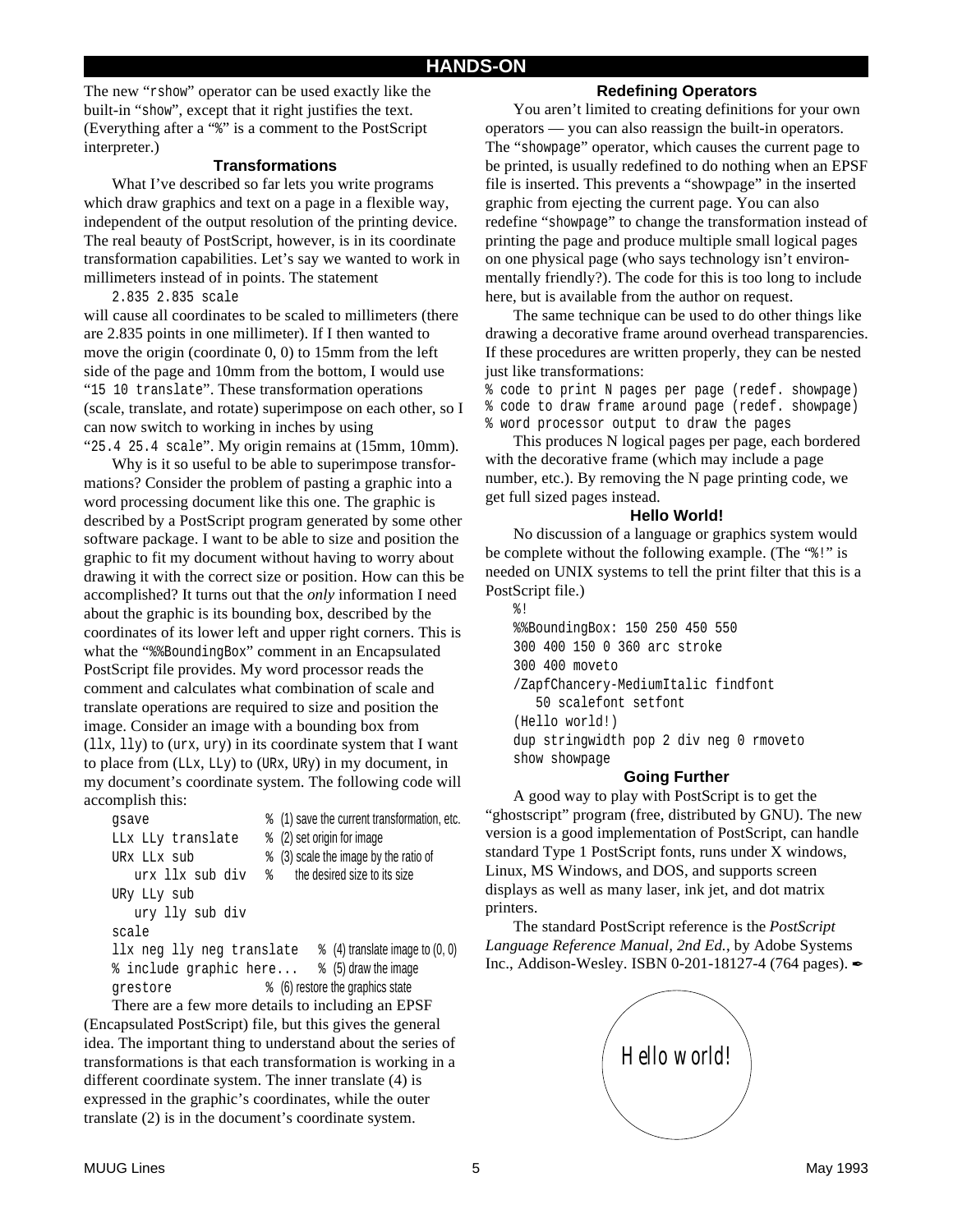The new "rshow" operator can be used exactly like the built-in "show", except that it right justifies the text. (Everything after a "%" is a comment to the PostScript interpreter.)

### Transformations

What I've described so far lets you write programs which draw graphics and text on a page in a flexible way, independent of the output resolution of the printing device. The real beauty of PostScript, however, is in its coordinate transformation capabilities. Let's say we wanted to work in millimeters instead of in points. The statement

```
2.835 2.835 scale
```

will cause all coordinates to be scaled to millimeters (there are 2.835 points in one millimeter). If I then wanted to move the origin (coordinate 0, 0) to 15mm from the left side of the page and 10mm from the bottom, I would use "15 10 translate". These transformation operations (scale, translate, and rotate) superimpose on each other, so I can now switch to working in inches by using "25.4 25.4 scale". My origin remains at (15mm, 10mm).

Why is it so useful to be able to superimpose transformations? Consider the problem of pasting a graphic into a word processing document like this one. The graphic is described by a PostScript program generated by some other software package. I want to be able to size and position the graphic to fit my document without having to worry about drawing it with the correct size or position. How can this be accomplished? It turns out that the *only* information I need about the graphic is its bounding box, described by the coordinates of its lower left and upper right corners. This is what the "%%BoundingBox" comment in an Encapsulated PostScript file provides. My word processor reads the comment and calculates what combination of scale and translate operations are required to size and position the image. Consider an image with a bounding box from (llx, lly) to (urx, ury) in its coordinate system that I want to place from (LLx, LLy) to (URx, URy) in my document, in my document's coordinate system. The following code will accomplish this:

```
gsave                  % (1) save the current transformation, etc.
LLx LLy translate      % (2) set origin for image
URx LLx sub            % (3) scale the image by the ratio of
   urx llx sub div     %     the desired size to its size
URy LLy sub
   ury lly sub div
scale
llx neg lly neg translate   % (4) translate image to (0, 0)
% include graphic here...   % (5) draw the image
grestore               % (6) restore the graphics state
```

There are a few more details to including an EPSF (Encapsulated PostScript) file, but this gives the general idea. The important thing to understand about the series of transformations is that each transformation is working in a different coordinate system. The inner translate (4) is expressed in the graphic's coordinates, while the outer translate (2) is in the document's coordinate system.

### Redefining Operators

You aren't limited to creating definitions for your own operators — you can also reassign the built-in operators. The "showpage" operator, which causes the current page to be printed, is usually redefined to do nothing when an EPSF file is inserted. This prevents a "showpage" in the inserted graphic from ejecting the current page. You can also redefine "showpage" to change the transformation instead of printing the page and produce multiple small logical pages on one physical page (who says technology isn't environmentally friendly?). The code for this is too long to include here, but is available from the author on request.

The same technique can be used to do other things like drawing a decorative frame around overhead transparencies. If these procedures are written properly, they can be nested just like transformations:

```
% code to print N pages per page (redef. showpage)
% code to draw frame around page (redef. showpage)
% word processor output to draw the pages
```

This produces N logical pages per page, each bordered with the decorative frame (which may include a page number, etc.). By removing the N page printing code, we get full sized pages instead.

### Hello World!

No discussion of a language or graphics system would be complete without the following example. (The "%!" is needed on UNIX systems to tell the print filter that this is a PostScript file.)

```
%!
%%BoundingBox: 150 250 450 550
300 400 150 0 360 arc stroke
300 400 moveto
/ZapfChancery-MediumItalic findfont
   50 scalefont setfont
(Hello world!)
dup stringwidth pop 2 div neg 0 rmoveto
show showpage
```

### Going Further

A good way to play with PostScript is to get the "ghostscript" program (free, distributed by GNU). The new version is a good implementation of PostScript, can handle standard Type 1 PostScript fonts, runs under X windows, Linux, MS Windows, and DOS, and supports screen displays as well as many laser, ink jet, and dot matrix printers.

The standard PostScript reference is the *PostScript Language Reference Manual, 2nd Ed.*, by Adobe Systems Inc., Addison-Wesley. ISBN 0-201-18127-4 (764 pages). ✒

Hello world!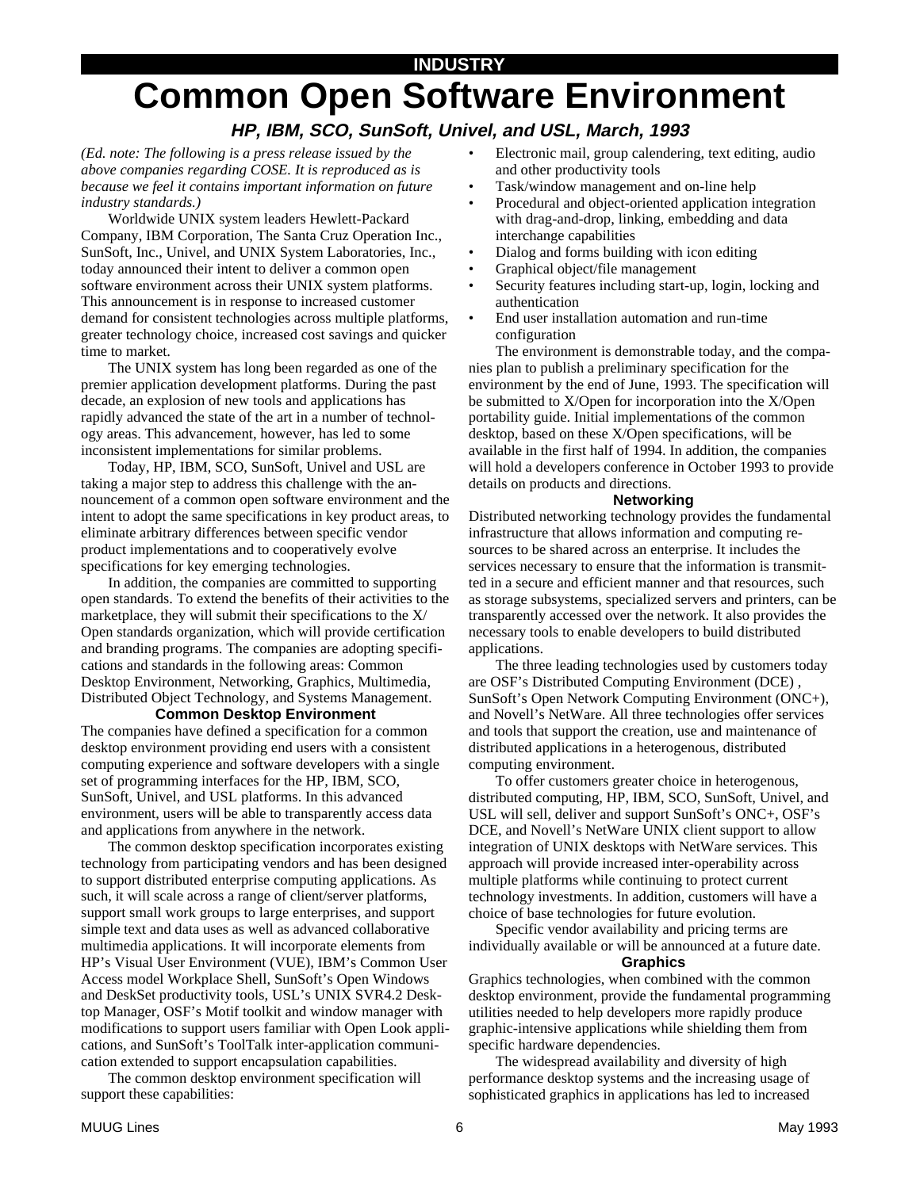**INDUSTRY**

# Common Open Software Environment

### *HP, IBM, SCO, SunSoft, Univel, and USL, March, 1993*

*(Ed. note: The following is a press release issued by the above companies regarding COSE. It is reproduced as is because we feel it contains important information on future industry standards.)*

Worldwide UNIX system leaders Hewlett-Packard Company, IBM Corporation, The Santa Cruz Operation Inc., SunSoft, Inc., Univel, and UNIX System Laboratories, Inc., today announced their intent to deliver a common open software environment across their UNIX system platforms. This announcement is in response to increased customer demand for consistent technologies across multiple platforms, greater technology choice, increased cost savings and quicker time to market.

The UNIX system has long been regarded as one of the premier application development platforms. During the past decade, an explosion of new tools and applications has rapidly advanced the state of the art in a number of technology areas. This advancement, however, has led to some inconsistent implementations for similar problems.

Today, HP, IBM, SCO, SunSoft, Univel and USL are taking a major step to address this challenge with the announcement of a common open software environment and the intent to adopt the same specifications in key product areas, to eliminate arbitrary differences between specific vendor product implementations and to cooperatively evolve specifications for key emerging technologies.

In addition, the companies are committed to supporting open standards. To extend the benefits of their activities to the marketplace, they will submit their specifications to the X/Open standards organization, which will provide certification and branding programs. The companies are adopting specifications and standards in the following areas: Common Desktop Environment, Networking, Graphics, Multimedia, Distributed Object Technology, and Systems Management.

#### Common Desktop Environment

The companies have defined a specification for a common desktop environment providing end users with a consistent computing experience and software developers with a single set of programming interfaces for the HP, IBM, SCO, SunSoft, Univel, and USL platforms. In this advanced environment, users will be able to transparently access data and applications from anywhere in the network.

The common desktop specification incorporates existing technology from participating vendors and has been designed to support distributed enterprise computing applications. As such, it will scale across a range of client/server platforms, support small work groups to large enterprises, and support simple text and data uses as well as advanced collaborative multimedia applications. It will incorporate elements from HP's Visual User Environment (VUE), IBM's Common User Access model Workplace Shell, SunSoft's Open Windows and DeskSet productivity tools, USL's UNIX SVR4.2 Desktop Manager, OSF's Motif toolkit and window manager with modifications to support users familiar with Open Look applications, and SunSoft's ToolTalk inter-application communication extended to support encapsulation capabilities.

The common desktop environment specification will support these capabilities:

- Electronic mail, group calendering, text editing, audio and other productivity tools
- Task/window management and on-line help
- Procedural and object-oriented application integration with drag-and-drop, linking, embedding and data interchange capabilities
- Dialog and forms building with icon editing
- Graphical object/file management
- Security features including start-up, login, locking and authentication
- End user installation automation and run-time configuration

The environment is demonstrable today, and the companies plan to publish a preliminary specification for the environment by the end of June, 1993. The specification will be submitted to X/Open for incorporation into the X/Open portability guide. Initial implementations of the common desktop, based on these X/Open specifications, will be available in the first half of 1994. In addition, the companies will hold a developers conference in October 1993 to provide details on products and directions.

#### Networking

Distributed networking technology provides the fundamental infrastructure that allows information and computing resources to be shared across an enterprise. It includes the services necessary to ensure that the information is transmitted in a secure and efficient manner and that resources, such as storage subsystems, specialized servers and printers, can be transparently accessed over the network. It also provides the necessary tools to enable developers to build distributed applications.

The three leading technologies used by customers today are OSF's Distributed Computing Environment (DCE) , SunSoft's Open Network Computing Environment (ONC+), and Novell's NetWare. All three technologies offer services and tools that support the creation, use and maintenance of distributed applications in a heterogenous, distributed computing environment.

To offer customers greater choice in heterogenous, distributed computing, HP, IBM, SCO, SunSoft, Univel, and USL will sell, deliver and support SunSoft's ONC+, OSF's DCE, and Novell's NetWare UNIX client support to allow integration of UNIX desktops with NetWare services. This approach will provide increased inter-operability across multiple platforms while continuing to protect current technology investments. In addition, customers will have a choice of base technologies for future evolution.

Specific vendor availability and pricing terms are individually available or will be announced at a future date.

#### Graphics

Graphics technologies, when combined with the common desktop environment, provide the fundamental programming utilities needed to help developers more rapidly produce graphic-intensive applications while shielding them from specific hardware dependencies.

The widespread availability and diversity of high performance desktop systems and the increasing usage of sophisticated graphics in applications has led to increased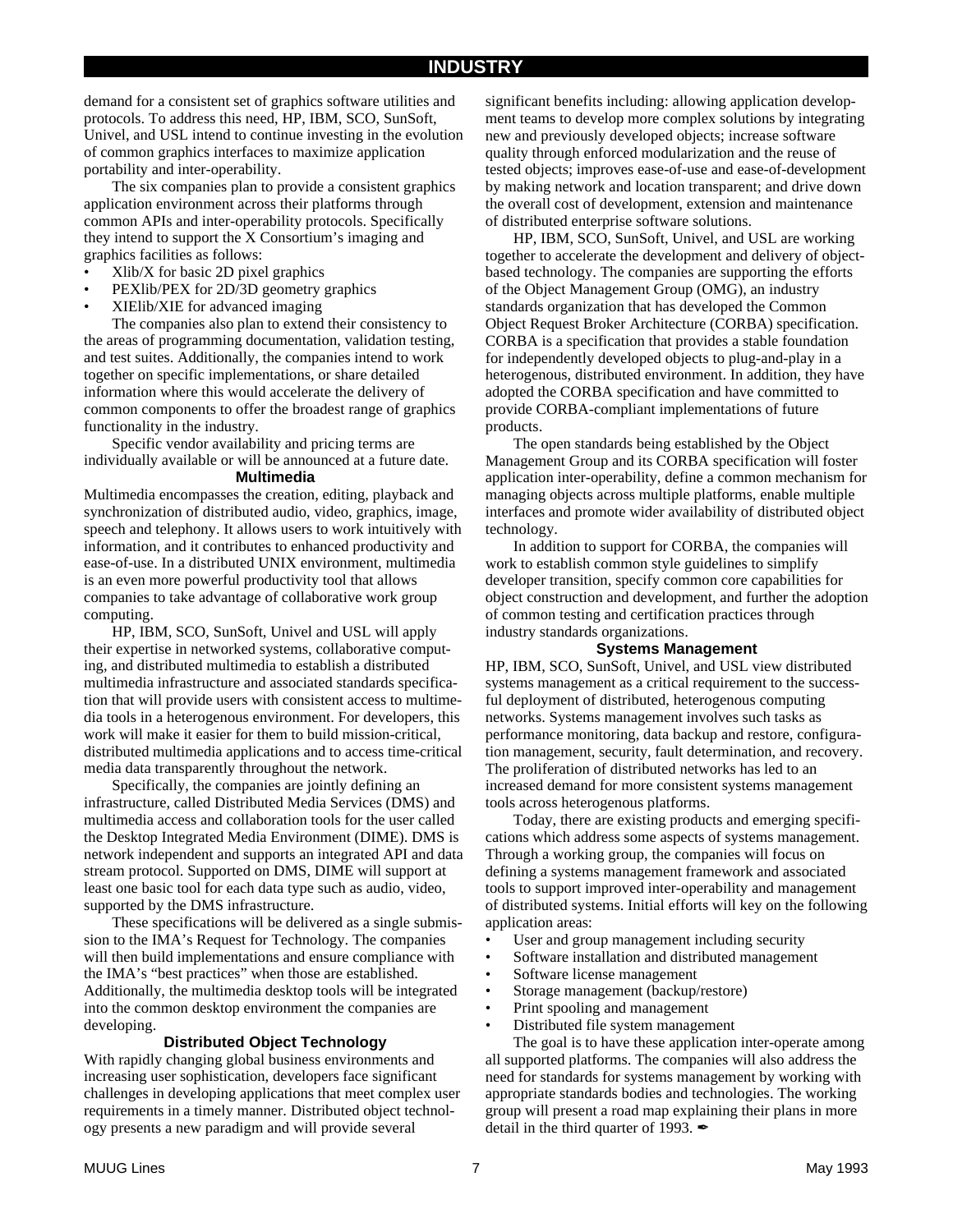demand for a consistent set of graphics software utilities and protocols. To address this need, HP, IBM, SCO, SunSoft, Univel, and USL intend to continue investing in the evolution of common graphics interfaces to maximize application portability and inter-operability.

The six companies plan to provide a consistent graphics application environment across their platforms through common APIs and inter-operability protocols. Specifically they intend to support the X Consortium's imaging and graphics facilities as follows:

- Xlib/X for basic 2D pixel graphics
- PEXlib/PEX for 2D/3D geometry graphics
- XIElib/XIE for advanced imaging

The companies also plan to extend their consistency to the areas of programming documentation, validation testing, and test suites. Additionally, the companies intend to work together on specific implementations, or share detailed information where this would accelerate the delivery of common components to offer the broadest range of graphics functionality in the industry.

Specific vendor availability and pricing terms are individually available or will be announced at a future date.

### Multimedia

Multimedia encompasses the creation, editing, playback and synchronization of distributed audio, video, graphics, image, speech and telephony. It allows users to work intuitively with information, and it contributes to enhanced productivity and ease-of-use. In a distributed UNIX environment, multimedia is an even more powerful productivity tool that allows companies to take advantage of collaborative work group computing.

HP, IBM, SCO, SunSoft, Univel and USL will apply their expertise in networked systems, collaborative computing, and distributed multimedia to establish a distributed multimedia infrastructure and associated standards specification that will provide users with consistent access to multimedia tools in a heterogenous environment. For developers, this work will make it easier for them to build mission-critical, distributed multimedia applications and to access time-critical media data transparently throughout the network.

Specifically, the companies are jointly defining an infrastructure, called Distributed Media Services (DMS) and multimedia access and collaboration tools for the user called the Desktop Integrated Media Environment (DIME). DMS is network independent and supports an integrated API and data stream protocol. Supported on DMS, DIME will support at least one basic tool for each data type such as audio, video, supported by the DMS infrastructure.

These specifications will be delivered as a single submission to the IMA's Request for Technology. The companies will then build implementations and ensure compliance with the IMA's "best practices" when those are established. Additionally, the multimedia desktop tools will be integrated into the common desktop environment the companies are developing.

### Distributed Object Technology

With rapidly changing global business environments and increasing user sophistication, developers face significant challenges in developing applications that meet complex user requirements in a timely manner. Distributed object technology presents a new paradigm and will provide several significant benefits including: allowing application development teams to develop more complex solutions by integrating new and previously developed objects; increase software quality through enforced modularization and the reuse of tested objects; improves ease-of-use and ease-of-development by making network and location transparent; and drive down the overall cost of development, extension and maintenance of distributed enterprise software solutions.

HP, IBM, SCO, SunSoft, Univel, and USL are working together to accelerate the development and delivery of object-based technology. The companies are supporting the efforts of the Object Management Group (OMG), an industry standards organization that has developed the Common Object Request Broker Architecture (CORBA) specification. CORBA is a specification that provides a stable foundation for independently developed objects to plug-and-play in a heterogenous, distributed environment. In addition, they have adopted the CORBA specification and have committed to provide CORBA-compliant implementations of future products.

The open standards being established by the Object Management Group and its CORBA specification will foster application inter-operability, define a common mechanism for managing objects across multiple platforms, enable multiple interfaces and promote wider availability of distributed object technology.

In addition to support for CORBA, the companies will work to establish common style guidelines to simplify developer transition, specify common core capabilities for object construction and development, and further the adoption of common testing and certification practices through industry standards organizations.

### Systems Management

HP, IBM, SCO, SunSoft, Univel, and USL view distributed systems management as a critical requirement to the successful deployment of distributed, heterogenous computing networks. Systems management involves such tasks as performance monitoring, data backup and restore, configuration management, security, fault determination, and recovery. The proliferation of distributed networks has led to an increased demand for more consistent systems management tools across heterogenous platforms.

Today, there are existing products and emerging specifications which address some aspects of systems management. Through a working group, the companies will focus on defining a systems management framework and associated tools to support improved inter-operability and management of distributed systems. Initial efforts will key on the following application areas:

- User and group management including security
- Software installation and distributed management
- Software license management
- Storage management (backup/restore)
- Print spooling and management
- Distributed file system management

The goal is to have these application inter-operate among all supported platforms. The companies will also address the need for standards for systems management by working with appropriate standards bodies and technologies. The working group will present a road map explaining their plans in more detail in the third quarter of 1993. ✒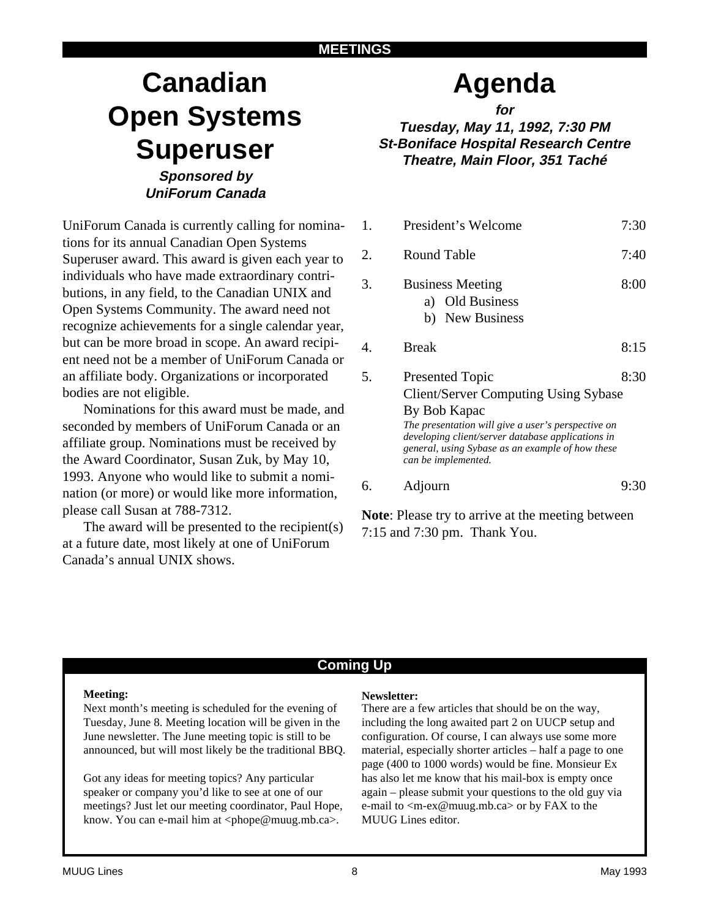**MEETINGS**

# Canadian Open Systems Superuser

***Sponsored by UniForum Canada***

UniForum Canada is currently calling for nominations for its annual Canadian Open Systems Superuser award. This award is given each year to individuals who have made extraordinary contributions, in any field, to the Canadian UNIX and Open Systems Community. The award need not recognize achievements for a single calendar year, but can be more broad in scope. An award recipient need not be a member of UniForum Canada or an affiliate body. Organizations or incorporated bodies are not eligible.

Nominations for this award must be made, and seconded by members of UniForum Canada or an affiliate group. Nominations must be received by the Award Coordinator, Susan Zuk, by May 10, 1993. Anyone who would like to submit a nomination (or more) or would like more information, please call Susan at 788-7312.

The award will be presented to the recipient(s) at a future date, most likely at one of UniForum Canada's annual UNIX shows.

# Agenda

***for***
***Tuesday, May 11, 1992, 7:30 PM***
***St-Boniface Hospital Research Centre***
***Theatre, Main Floor, 351 Taché***

| | | |
|---|---|---|
| 1. | President's Welcome | 7:30 |
| 2. | Round Table | 7:40 |
| 3. | Business Meeting<br>a) Old Business<br>b) New Business | 8:00 |
| 4. | Break | 8:15 |
| 5. | Presented Topic<br>Client/Server Computing Using Sybase<br>By Bob Kapac<br>*The presentation will give a user's perspective on developing client/server database applications in general, using Sybase as an example of how these can be implemented.* | 8:30 |
| 6. | Adjourn | 9:30 |

**Note**: Please try to arrive at the meeting between 7:15 and 7:30 pm. Thank You.

## Coming Up

**Meeting:**
Next month's meeting is scheduled for the evening of Tuesday, June 8. Meeting location will be given in the June newsletter. The June meeting topic is still to be announced, but will most likely be the traditional BBQ.

Got any ideas for meeting topics? Any particular speaker or company you'd like to see at one of our meetings? Just let our meeting coordinator, Paul Hope, know. You can e-mail him at <phope@muug.mb.ca>.

**Newsletter:**
There are a few articles that should be on the way, including the long awaited part 2 on UUCP setup and configuration. Of course, I can always use some more material, especially shorter articles – half a page to one page (400 to 1000 words) would be fine. Monsieur Ex has also let me know that his mail-box is empty once again – please submit your questions to the old guy via e-mail to <m-ex@muug.mb.ca> or by FAX to the MUUG Lines editor.